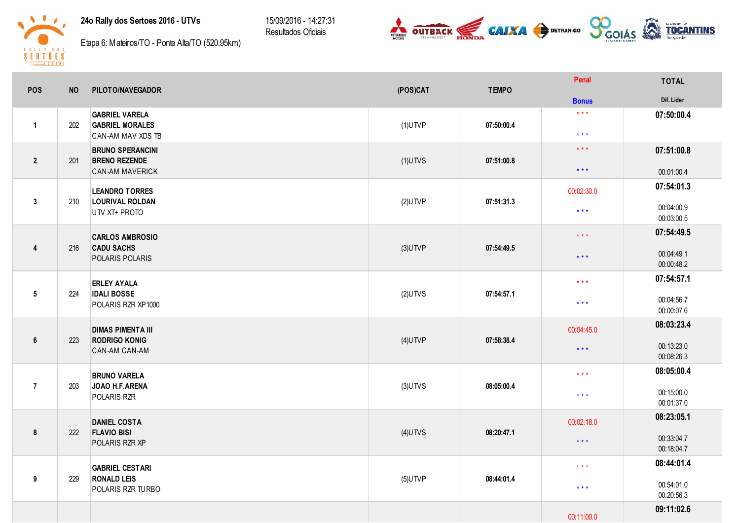**24o Rally dos Sertoes 2016 - UTVs**

Etapa 6: Mateiros/TO - Ponte Alta/TO (520.95km)

15/09/2016 - 14:27:31
Resultados Oficiais

| POS | NO | PILOTO/NAVEGADOR | (POS)CAT | TEMPO | Penal / Bonus | TOTAL / Dif. Lider |
|---|---|---|---|---|---|---|
| 1 | 202 | GABRIEL VARELA<br>GABRIEL MORALES<br>CAN-AM MAV XDS TB | (1)UTVP | 07:50:00.4 | * * *<br>* * * | 07:50:00.4 |
| 2 | 201 | BRUNO SPERANCINI<br>BRENO REZENDE<br>CAN-AM MAVERICK | (1)UTVS | 07:51:00.8 | * * *<br>* * * | 07:51:00.8<br>00:01:00.4 |
| 3 | 210 | LEANDRO TORRES<br>LOURIVAL ROLDAN<br>UTV XT+ PROTO | (2)UTVP | 07:51:31.3 | 00:02:30.0<br>* * * | 07:54:01.3<br>00:04:00.9<br>00:03:00.5 |
| 4 | 216 | CARLOS AMBROSIO<br>CADU SACHS<br>POLARIS POLARIS | (3)UTVP | 07:54:49.5 | * * *<br>* * * | 07:54:49.5<br>00:04:49.1<br>00:00:48.2 |
| 5 | 224 | ERLEY AYALA<br>IDALI BOSSE<br>POLARIS RZR XP1000 | (2)UTVS | 07:54:57.1 | * * *<br>* * * | 07:54:57.1<br>00:04:56.7<br>00:00:07.6 |
| 6 | 223 | DIMAS PIMENTA III<br>RODRIGO KONIG<br>CAN-AM CAN-AM | (4)UTVP | 07:58:38.4 | 00:04:45.0<br>* * * | 08:03:23.4<br>00:13:23.0<br>00:08:26.3 |
| 7 | 203 | BRUNO VARELA<br>JOAO H.F.ARENA<br>POLARIS RZR | (3)UTVS | 08:05:00.4 | * * *<br>* * * | 08:05:00.4<br>00:15:00.0<br>00:01:37.0 |
| 8 | 222 | DANIEL COSTA<br>FLAVIO BISI<br>POLARIS RZR XP | (4)UTVS | 08:20:47.1 | 00:02:18.0<br>* * * | 08:23:05.1<br>00:33:04.7<br>00:18:04.7 |
| 9 | 229 | GABRIEL CESTARI<br>RONALD LEIS<br>POLARIS RZR TURBO | (5)UTVP | 08:44:01.4 | * * *<br>* * * | 08:44:01.4<br>00:54:01.0<br>00:20:56.3 |
| | | | | | 00:11:00.0 | 09:11:02.6 |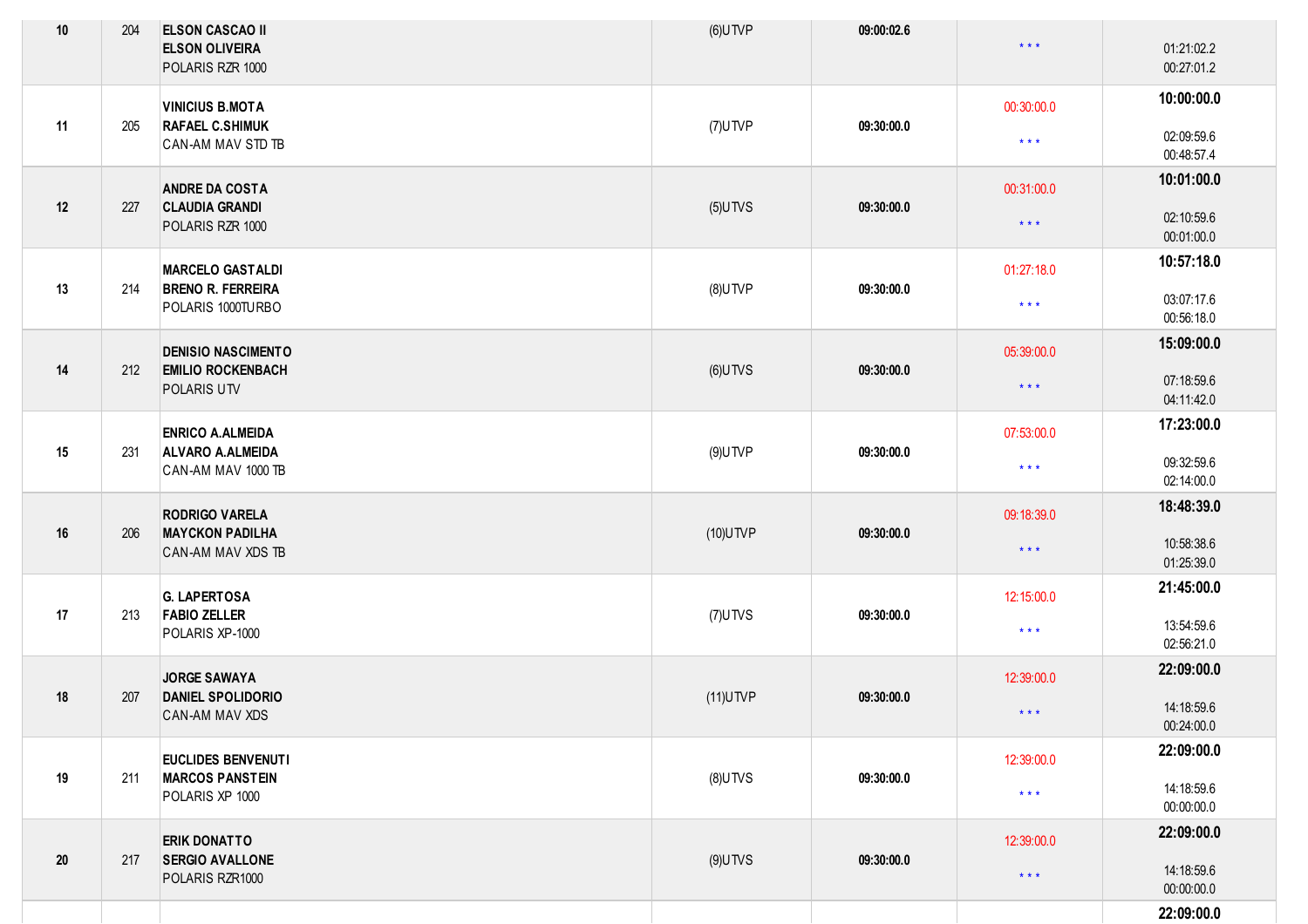| | | | | | | |
|---|---|---|---|---|---|---|
| 10 | 204 | **ELSON CASCAO II**<br>**ELSON OLIVEIRA**<br>POLARIS RZR 1000 | (6)UTVP | **09:00:02.6** | * * * | 01:21:02.2<br>00:27:01.2 |
| 11 | 205 | **VINICIUS B.MOTA**<br>**RAFAEL C.SHIMUK**<br>CAN-AM MAV STD TB | (7)UTVP | **09:30:00.0** | 00:30:00.0<br>* * * | **10:00:00.0**<br>02:09:59.6<br>00:48:57.4 |
| 12 | 227 | **ANDRE DA COSTA**<br>**CLAUDIA GRANDI**<br>POLARIS RZR 1000 | (5)UTVS | **09:30:00.0** | 00:31:00.0<br>* * * | **10:01:00.0**<br>02:10:59.6<br>00:01:00.0 |
| 13 | 214 | **MARCELO GASTALDI**<br>**BRENO R. FERREIRA**<br>POLARIS 1000TURBO | (8)UTVP | **09:30:00.0** | 01:27:18.0<br>* * * | **10:57:18.0**<br>03:07:17.6<br>00:56:18.0 |
| 14 | 212 | **DENISIO NASCIMENTO**<br>**EMILIO ROCKENBACH**<br>POLARIS UTV | (6)UTVS | **09:30:00.0** | 05:39:00.0<br>* * * | **15:09:00.0**<br>07:18:59.6<br>04:11:42.0 |
| 15 | 231 | **ENRICO A.ALMEIDA**<br>**ALVARO A.ALMEIDA**<br>CAN-AM MAV 1000 TB | (9)UTVP | **09:30:00.0** | 07:53:00.0<br>* * * | **17:23:00.0**<br>09:32:59.6<br>02:14:00.0 |
| 16 | 206 | **RODRIGO VARELA**<br>**MAYCKON PADILHA**<br>CAN-AM MAV XDS TB | (10)UTVP | **09:30:00.0** | 09:18:39.0<br>* * * | **18:48:39.0**<br>10:58:38.6<br>01:25:39.0 |
| 17 | 213 | **G. LAPERTOSA**<br>**FABIO ZELLER**<br>POLARIS XP-1000 | (7)UTVS | **09:30:00.0** | 12:15:00.0<br>* * * | **21:45:00.0**<br>13:54:59.6<br>02:56:21.0 |
| 18 | 207 | **JORGE SAWAYA**<br>**DANIEL SPOLIDORIO**<br>CAN-AM MAV XDS | (11)UTVP | **09:30:00.0** | 12:39:00.0<br>* * * | **22:09:00.0**<br>14:18:59.6<br>00:24:00.0 |
| 19 | 211 | **EUCLIDES BENVENUTI**<br>**MARCOS PANSTEIN**<br>POLARIS XP 1000 | (8)UTVS | **09:30:00.0** | 12:39:00.0<br>* * * | **22:09:00.0**<br>14:18:59.6<br>00:00:00.0 |
| 20 | 217 | **ERIK DONATTO**<br>**SERGIO AVALLONE**<br>POLARIS RZR1000 | (9)UTVS | **09:30:00.0** | 12:39:00.0<br>* * * | **22:09:00.0**<br>14:18:59.6<br>00:00:00.0 |
| | | | | | | **22:09:00.0** |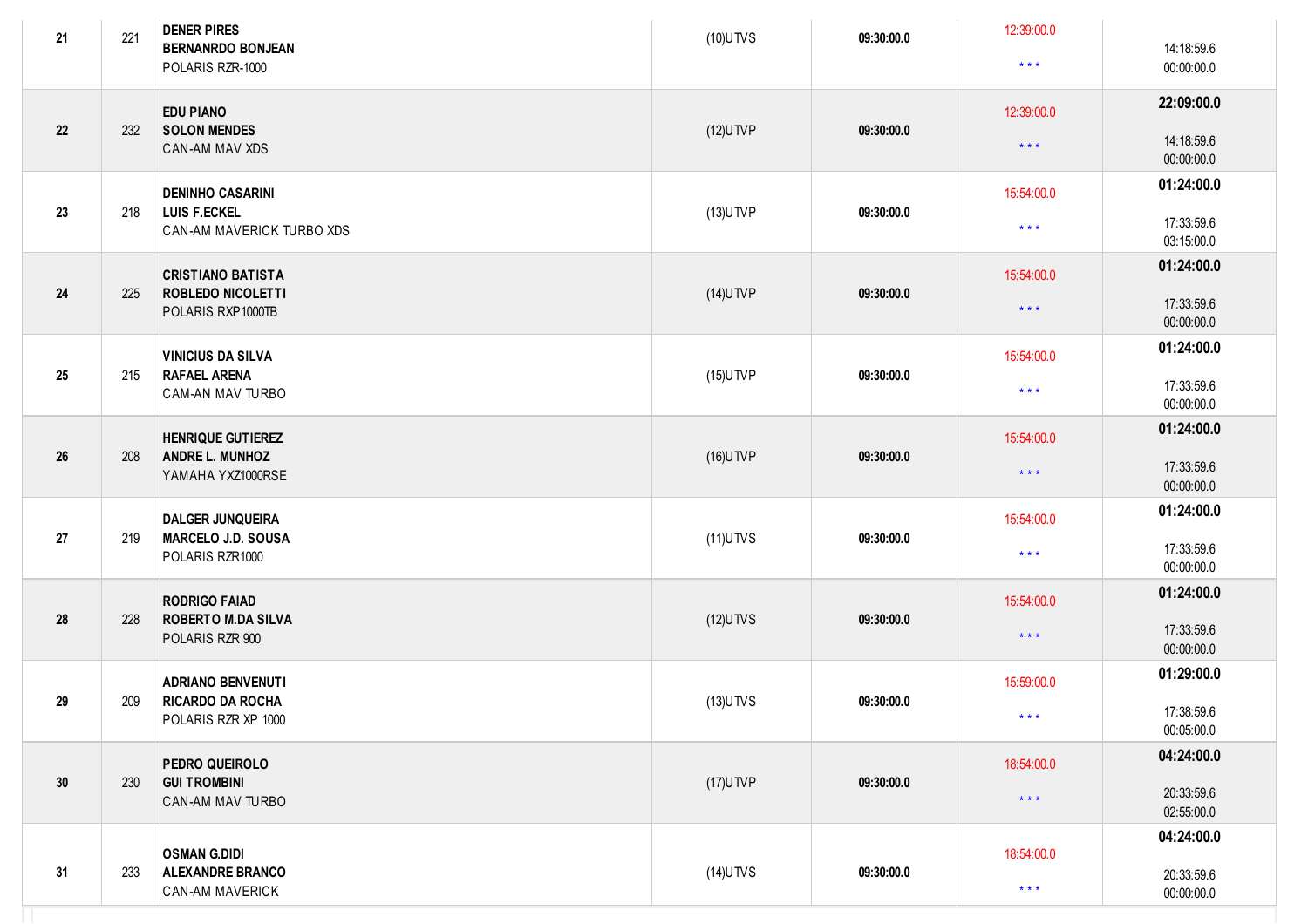| | | | | | | |
|---|---|---|---|---|---|---|
| 21 | 221 | **DENER PIRES**<br>**BERNANRDO BONJEAN**<br>POLARIS RZR-1000 | (10)UTVS | **09:30:00.0** | 12:39:00.0<br>* * * | 14:18:59.6<br>00:00:00.0 |
| 22 | 232 | **EDU PIANO**<br>**SOLON MENDES**<br>CAN-AM MAV XDS | (12)UTVP | **09:30:00.0** | 12:39:00.0<br>* * * | **22:09:00.0**<br>14:18:59.6<br>00:00:00.0 |
| 23 | 218 | **DENINHO CASARINI**<br>**LUIS F.ECKEL**<br>CAN-AM MAVERICK TURBO XDS | (13)UTVP | **09:30:00.0** | 15:54:00.0<br>* * * | **01:24:00.0**<br>17:33:59.6<br>03:15:00.0 |
| 24 | 225 | **CRISTIANO BATISTA**<br>**ROBLEDO NICOLETTI**<br>POLARIS RXP1000TB | (14)UTVP | **09:30:00.0** | 15:54:00.0<br>* * * | **01:24:00.0**<br>17:33:59.6<br>00:00:00.0 |
| 25 | 215 | **VINICIUS DA SILVA**<br>**RAFAEL ARENA**<br>CAM-AN MAV TURBO | (15)UTVP | **09:30:00.0** | 15:54:00.0<br>* * * | **01:24:00.0**<br>17:33:59.6<br>00:00:00.0 |
| 26 | 208 | **HENRIQUE GUTIEREZ**<br>**ANDRE L. MUNHOZ**<br>YAMAHA YXZ1000RSE | (16)UTVP | **09:30:00.0** | 15:54:00.0<br>* * * | **01:24:00.0**<br>17:33:59.6<br>00:00:00.0 |
| 27 | 219 | **DALGER JUNQUEIRA**<br>**MARCELO J.D. SOUSA**<br>POLARIS RZR1000 | (11)UTVS | **09:30:00.0** | 15:54:00.0<br>* * * | **01:24:00.0**<br>17:33:59.6<br>00:00:00.0 |
| 28 | 228 | **RODRIGO FAIAD**<br>**ROBERTO M.DA SILVA**<br>POLARIS RZR 900 | (12)UTVS | **09:30:00.0** | 15:54:00.0<br>* * * | **01:24:00.0**<br>17:33:59.6<br>00:00:00.0 |
| 29 | 209 | **ADRIANO BENVENUTI**<br>**RICARDO DA ROCHA**<br>POLARIS RZR XP 1000 | (13)UTVS | **09:30:00.0** | 15:59:00.0<br>* * * | **01:29:00.0**<br>17:38:59.6<br>00:05:00.0 |
| 30 | 230 | **PEDRO QUEIROLO**<br>**GUI TROMBINI**<br>CAN-AM MAV TURBO | (17)UTVP | **09:30:00.0** | 18:54:00.0<br>* * * | **04:24:00.0**<br>20:33:59.6<br>02:55:00.0 |
| 31 | 233 | **OSMAN G.DIDI**<br>**ALEXANDRE BRANCO**<br>CAN-AM MAVERICK | (14)UTVS | **09:30:00.0** | 18:54:00.0<br>* * * | **04:24:00.0**<br>20:33:59.6<br>00:00:00.0 |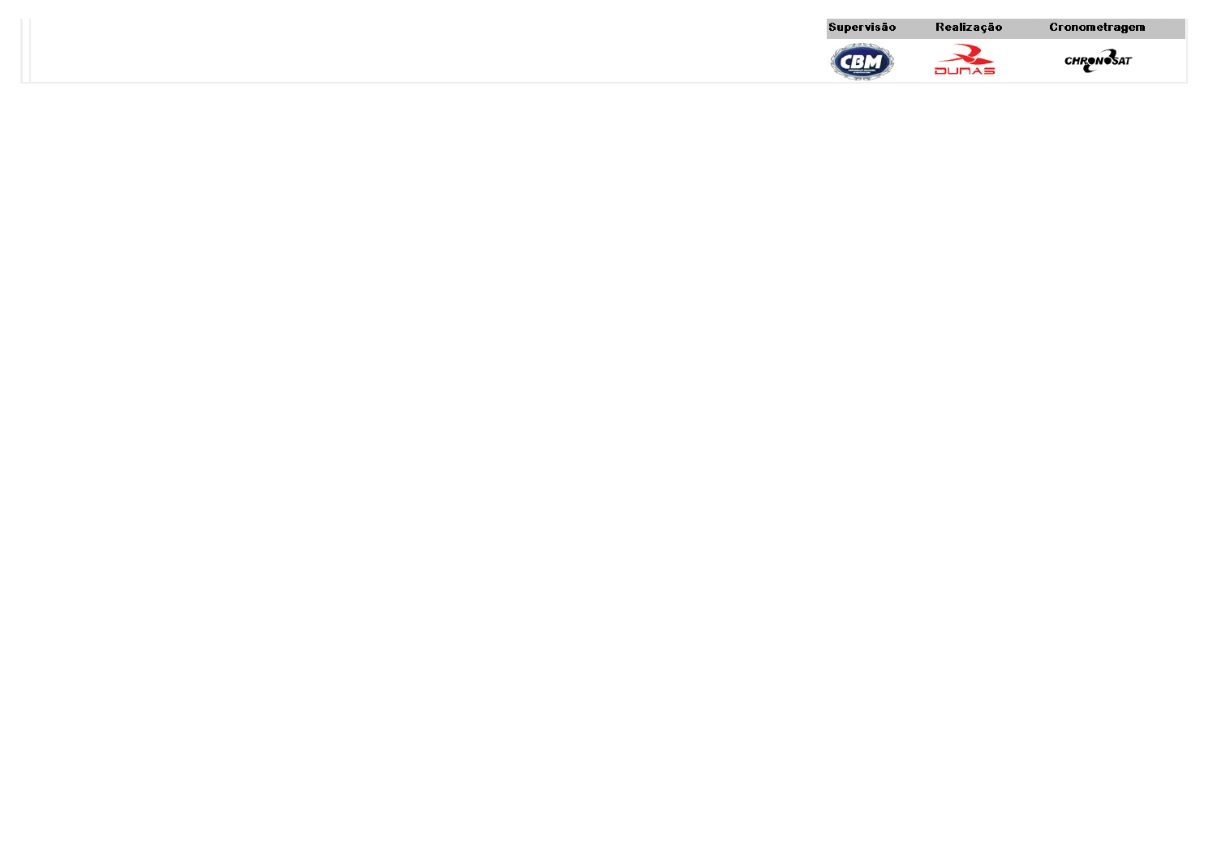| Supervisão | Realização | Cronometragem |
| --- | --- | --- |
| CBM | DUNAS | CHRONOSAT |